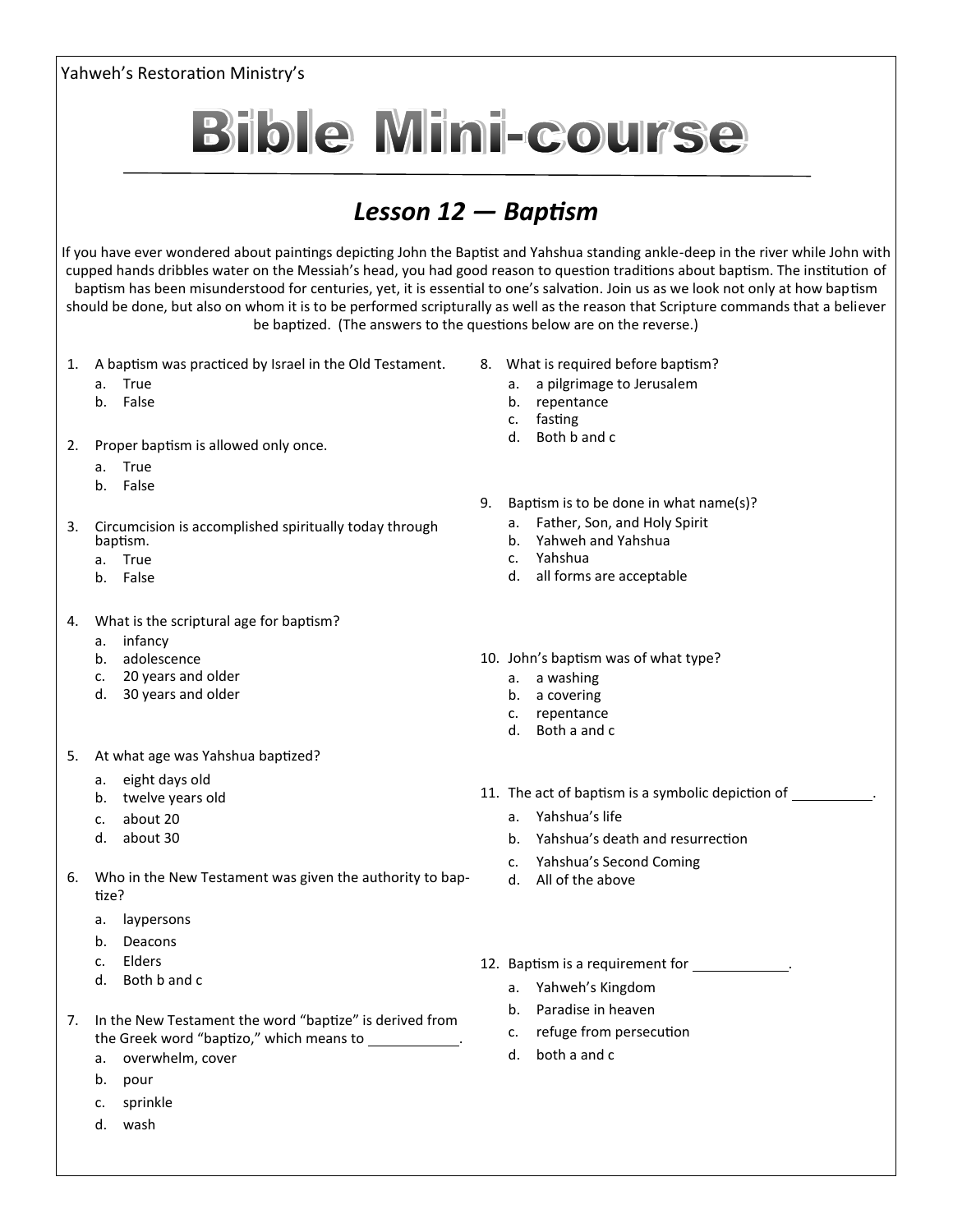Yahweh's Restoration Ministry's

# Bible Mini-course

## *Lesson 12 — Baptism*

If you have ever wondered about paintings depicting John the Baptist and Yahshua standing ankle-deep in the river while John with cupped hands dribbles water on the Messiah's head, you had good reason to question traditions about baptism. The institution of baptism has been misunderstood for centuries, yet, it is essential to one's salvation. Join us as we look not only at how baptism should be done, but also on whom it is to be performed scripturally as well as the reason that Scripture commands that a believer be baptized. (The answers to the questions below are on the reverse.)

1. A baptism was practiced by Israel in the Old Testament.
   a. True
   b. False

2. Proper baptism is allowed only once.
   a. True
   b. False

3. Circumcision is accomplished spiritually today through baptism.
   a. True
   b. False

4. What is the scriptural age for baptism?
   a. infancy
   b. adolescence
   c. 20 years and older
   d. 30 years and older

5. At what age was Yahshua baptized?
   a. eight days old
   b. twelve years old
   c. about 20
   d. about 30

6. Who in the New Testament was given the authority to baptize?
   a. laypersons
   b. Deacons
   c. Elders
   d. Both b and c

7. In the New Testament the word "baptize" is derived from the Greek word "baptizo," which means to ___________.
   a. overwhelm, cover
   b. pour
   c. sprinkle
   d. wash

8. What is required before baptism?
   a. a pilgrimage to Jerusalem
   b. repentance
   c. fasting
   d. Both b and c

9. Baptism is to be done in what name(s)?
   a. Father, Son, and Holy Spirit
   b. Yahweh and Yahshua
   c. Yahshua
   d. all forms are acceptable

10. John's baptism was of what type?
    a. a washing
    b. a covering
    c. repentance
    d. Both a and c

11. The act of baptism is a symbolic depiction of ___________.
    a. Yahshua's life
    b. Yahshua's death and resurrection
    c. Yahshua's Second Coming
    d. All of the above

12. Baptism is a requirement for ___________.
    a. Yahweh's Kingdom
    b. Paradise in heaven
    c. refuge from persecution
    d. both a and c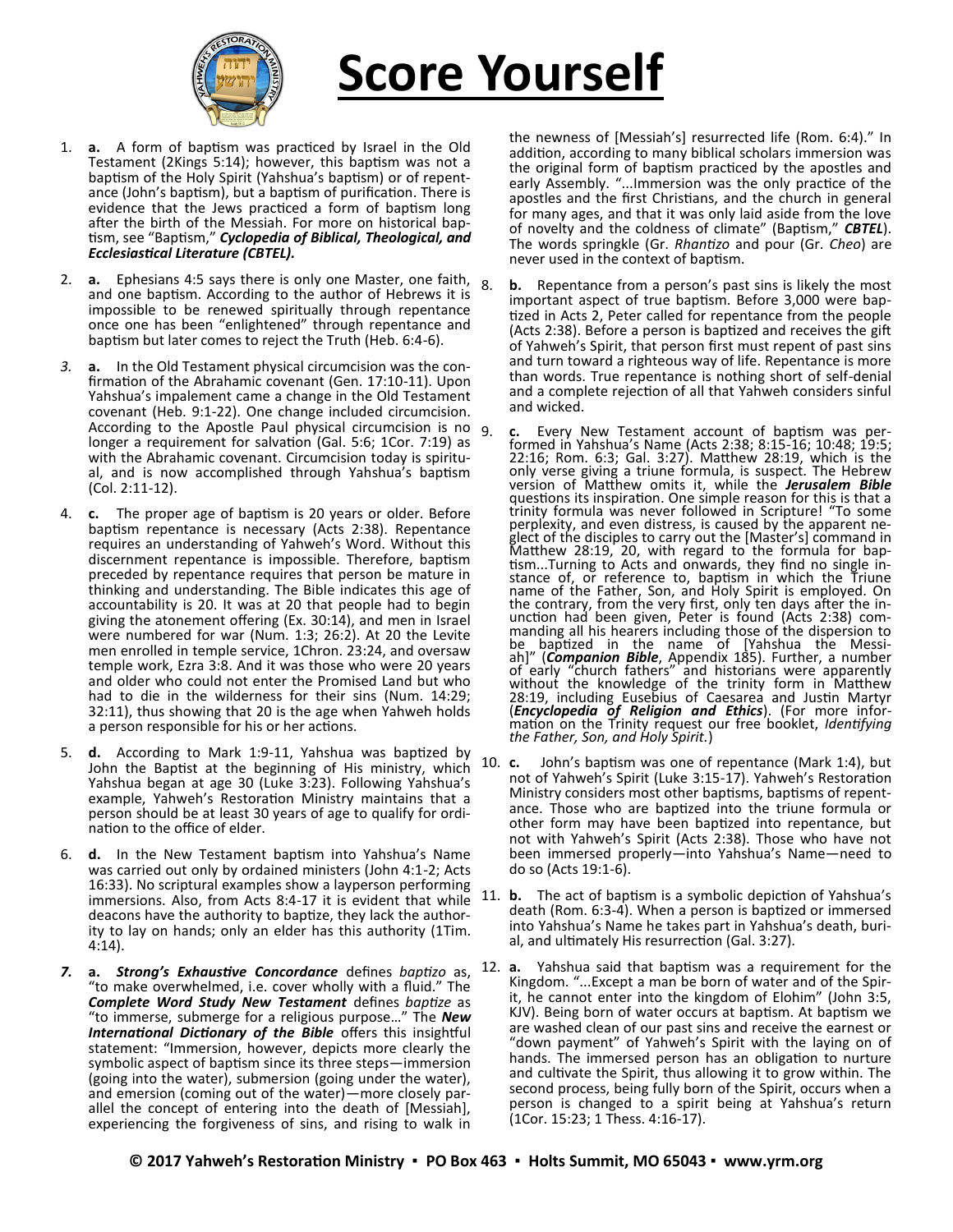# Score Yourself

1. **a.** A form of baptism was practiced by Israel in the Old Testament (2Kings 5:14); however, this baptism was not a baptism of the Holy Spirit (Yahshua's baptism) or of repentance (John's baptism), but a baptism of purification. There is evidence that the Jews practiced a form of baptism long after the birth of the Messiah. For more on historical baptism, see "Baptism," ***Cyclopedia of Biblical, Theological, and Ecclesiastical Literature (CBTEL).***

2. **a.** Ephesians 4:5 says there is only one Master, one faith, and one baptism. According to the author of Hebrews it is impossible to be renewed spiritually through repentance once one has been "enlightened" through repentance and baptism but later comes to reject the Truth (Heb. 6:4-6).

3. **a.** In the Old Testament physical circumcision was the confirmation of the Abrahamic covenant (Gen. 17:10-11). Upon Yahshua's impalement came a change in the Old Testament covenant (Heb. 9:1-22). One change included circumcision. According to the Apostle Paul physical circumcision is no longer a requirement for salvation (Gal. 5:6; 1Cor. 7:19) as with the Abrahamic covenant. Circumcision today is spiritual, and is now accomplished through Yahshua's baptism (Col. 2:11-12).

4. **c.** The proper age of baptism is 20 years or older. Before baptism repentance is necessary (Acts 2:38). Repentance requires an understanding of Yahweh's Word. Without this discernment repentance is impossible. Therefore, baptism preceded by repentance requires that person be mature in thinking and understanding. The Bible indicates this age of accountability is 20. It was at 20 that people had to begin giving the atonement offering (Ex. 30:14), and men in Israel were numbered for war (Num. 1:3; 26:2). At 20 the Levite men enrolled in temple service, 1Chron. 23:24, and oversaw temple work, Ezra 3:8. And it was those who were 20 years and older who could not enter the Promised Land but who had to die in the wilderness for their sins (Num. 14:29; 32:11), thus showing that 20 is the age when Yahweh holds a person responsible for his or her actions.

5. **d.** According to Mark 1:9-11, Yahshua was baptized by John the Baptist at the beginning of His ministry, which Yahshua began at age 30 (Luke 3:23). Following Yahshua's example, Yahweh's Restoration Ministry maintains that a person should be at least 30 years of age to qualify for ordination to the office of elder.

6. **d.** In the New Testament baptism into Yahshua's Name was carried out only by ordained ministers (John 4:1-2; Acts 16:33). No scriptural examples show a layperson performing immersions. Also, from Acts 8:4-17 it is evident that while deacons have the authority to baptize, they lack the authority to lay on hands; only an elder has this authority (1Tim. 4:14).

7. **a.** ***Strong's Exhaustive Concordance*** defines *baptizo* as, "to make overwhelmed, i.e. cover wholly with a fluid." The ***Complete Word Study New Testament*** defines *baptize* as "to immerse, submerge for a religious purpose..." The ***New International Dictionary of the Bible*** offers this insightful statement: "Immersion, however, depicts more clearly the symbolic aspect of baptism since its three steps—immersion (going into the water), submersion (going under the water), and emersion (coming out of the water)—more closely parallel the concept of entering into the death of [Messiah], experiencing the forgiveness of sins, and rising to walk in the newness of [Messiah's] resurrected life (Rom. 6:4)." In addition, according to many biblical scholars immersion was the original form of baptism practiced by the apostles and early Assembly. "...Immersion was the only practice of the apostles and the first Christians, and the church in general for many ages, and that it was only laid aside from the love of novelty and the coldness of climate" (Baptism," ***CBTEL***). The words springkle (Gr. *Rhantizo* and pour (Gr. *Cheo*) are never used in the context of baptism.

8. **b.** Repentance from a person's past sins is likely the most important aspect of true baptism. Before 3,000 were baptized in Acts 2, Peter called for repentance from the people (Acts 2:38). Before a person is baptized and receives the gift of Yahweh's Spirit, that person first must repent of past sins and turn toward a righteous way of life. Repentance is more than words. True repentance is nothing short of self-denial and a complete rejection of all that Yahweh considers sinful and wicked.

9. **c.** Every New Testament account of baptism was performed in Yahshua's Name (Acts 2:38; 8:15-16; 10:48; 19:5; 22:16; Rom. 6:3; Gal. 3:27). Matthew 28:19, which is the only verse giving a triune formula, is suspect. The Hebrew version of Matthew omits it, while the ***Jerusalem Bible*** questions its inspiration. One simple reason for this is that a trinity formula was never followed in Scripture! "To some perplexity, and even distress, is caused by the apparent neglect of the disciples to carry out the [Master's] command in Matthew 28:19, 20, with regard to the formula for baptism...Turning to Acts and onwards, they find no single instance of, or reference to, baptism in which the Triune name of the Father, Son, and Holy Spirit is employed. On the contrary, from the very first, only ten days after the unction had been given, Peter is found (Acts 2:38) commanding all his hearers including those of the dispersion to be baptized in the name of [Yahshua the Messiah]" (***Companion Bible***, Appendix 185). Further, a number of early "church fathers" and historians were apparently without the knowledge of the trinity form in Matthew 28:19, including Eusebius of Caesarea and Justin Martyr (***Encyclopedia of Religion and Ethics***). (For more information on the Trinity request our free booklet, *Identifying the Father, Son, and Holy Spirit.*)

10. **c.** John's baptism was one of repentance (Mark 1:4), but not of Yahweh's Spirit (Luke 3:15-17). Yahweh's Restoration Ministry considers most other baptisms, baptisms of repentance. Those who are baptized into the triune formula or other form may have been baptized into repentance, but not with Yahweh's Spirit (Acts 2:38). Those who have not been immersed properly—into Yahshua's Name—need to do so (Acts 19:1-6).

11. **b.** The act of baptism is a symbolic depiction of Yahshua's death (Rom. 6:3-4). When a person is baptized or immersed into Yahshua's Name he takes part in Yahshua's death, burial, and ultimately His resurrection (Gal. 3:27).

12. **a.** Yahshua said that baptism was a requirement for the Kingdom. "...Except a man be born of water and of the Spirit, he cannot enter into the kingdom of Elohim" (John 3:5, KJV). Being born of water occurs at baptism. At baptism we are washed clean of our past sins and receive the earnest or "down payment" of Yahweh's Spirit with the laying on of hands. The immersed person has an obligation to nurture and cultivate the Spirit, thus allowing it to grow within. The second process, being fully born of the Spirit, occurs when a person is changed to a spirit being at Yahshua's return (1Cor. 15:23; 1 Thess. 4:16-17).

**© 2017 Yahweh's Restoration Ministry ▪ PO Box 463 ▪ Holts Summit, MO 65043 ▪ www.yrm.org**